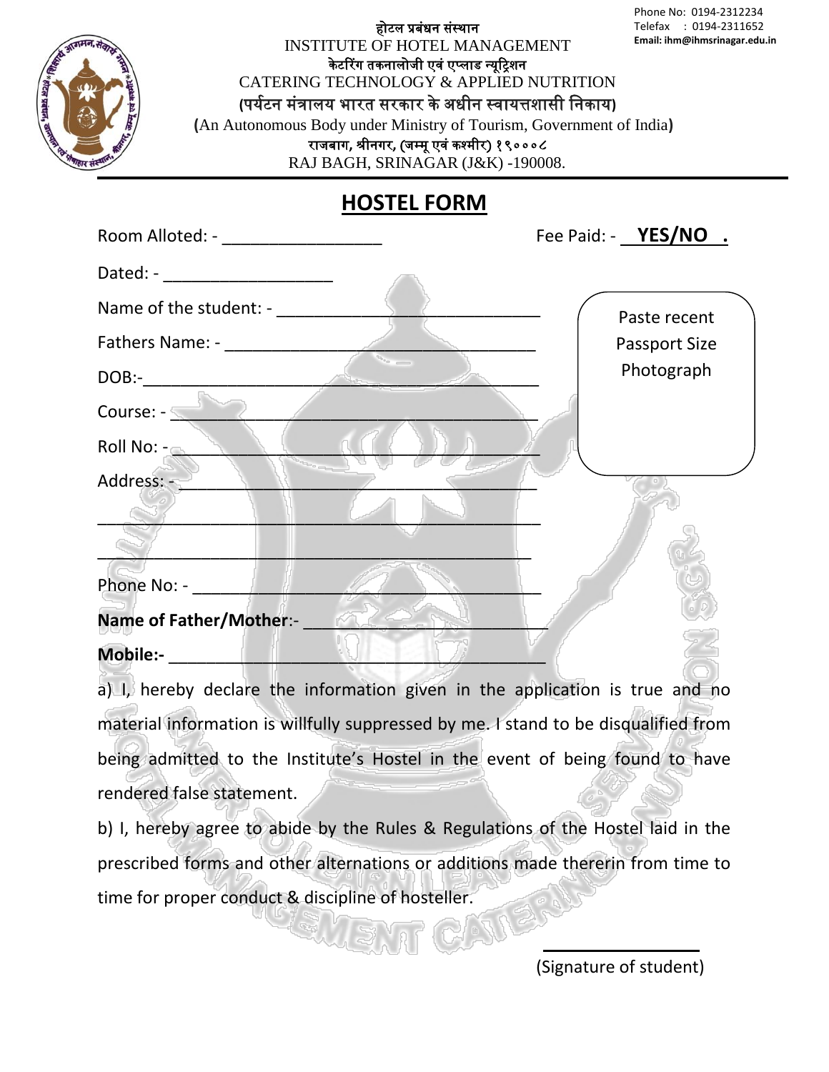Phone No: 0194-2312234
Telefax : 0194-2311652
Email: ihm@ihmsrinagar.edu.in

होटल प्रबंधन संस्थान
INSTITUTE OF HOTEL MANAGEMENT
केटरिंग तकनालोजी एवं एप्लाइड न्यूट्रिशन
CATERING TECHNOLOGY & APPLIED NUTRITION
(पर्यटन मंत्रालय भारत सरकार के अधीन स्वायत्तशासी निकाय)
(An Autonomous Body under Ministry of Tourism, Government of India)
राजबाग, श्रीनगर, (जम्मू एवं कश्मीर) १९०००८
RAJ BAGH, SRINAGAR (J&K) -190008.

# HOSTEL FORM

Room Alloted: - ________________ Fee Paid: - **YES/NO .**

Dated: - __________________

Name of the student: - ____________________________

Fathers Name: - _________________________________

DOB:-______________________________________

Course: - __________________________________

Roll No: - _________________________________

Address: - __________________________________

_____________________________________________

_____________________________________________

Phone No: - ________________________________

Paste recent Passport Size Photograph

**Name of Father/Mother**:- ______________________

**Mobile:-** ________________________________________

a) I, hereby declare the information given in the application is true and no material information is willfully suppressed by me. I stand to be disqualified from being admitted to the Institute's Hostel in the event of being found to have rendered false statement.

b) I, hereby agree to abide by the Rules & Regulations of the Hostel laid in the prescribed forms and other alternations or additions made thererin from time to time for proper conduct & discipline of hosteller.

(Signature of student)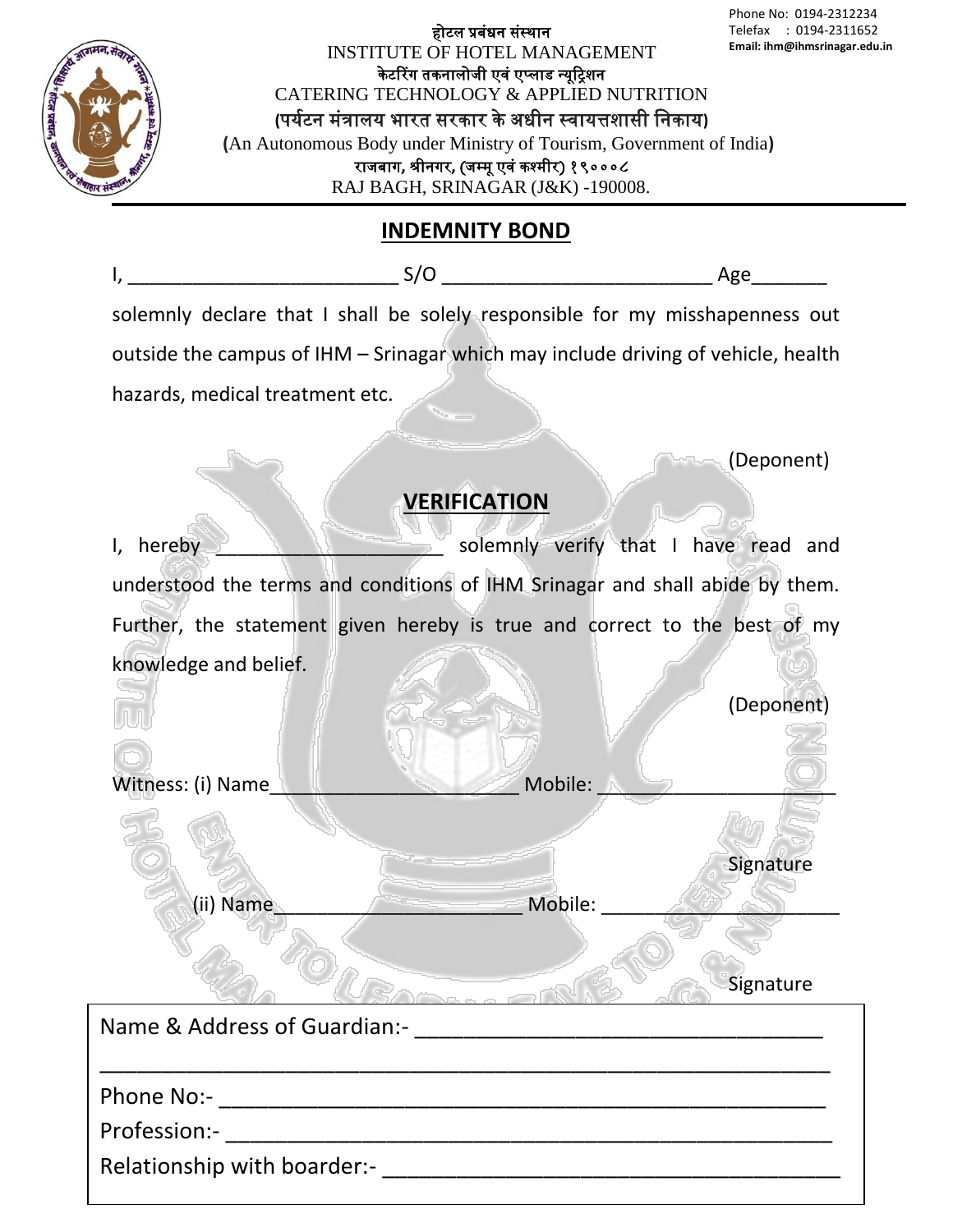होटल प्रबंधन संस्थान
INSTITUTE OF HOTEL MANAGEMENT
केटरिंग तकनालोजी एवं एप्लाइड न्यूट्रिशन
CATERING TECHNOLOGY & APPLIED NUTRITION
(पर्यटन मंत्रालय भारत सरकार के अधीन स्वायत्तशासी निकाय)
(An Autonomous Body under Ministry of Tourism, Government of India)
राजबाग, श्रीनगर, (जम्मू एवं कश्मीर) १९०००८
RAJ BAGH, SRINAGAR (J&K) -190008.

Phone No: 0194-2312234
Telefax : 0194-2311652
Email: ihm@ihmsrinagar.edu.in

## INDEMNITY BOND

I, _________________________ S/O _________________________ Age_______ solemnly declare that I shall be solely responsible for my misshapenness out outside the campus of IHM – Srinagar which may include driving of vehicle, health hazards, medical treatment etc.

(Deponent)

## VERIFICATION

I, hereby _____________________ solemnly verify that I have read and understood the terms and conditions of IHM Srinagar and shall abide by them. Further, the statement given hereby is true and correct to the best of my knowledge and belief.

(Deponent)

Witness: (i) Name_______________________ Mobile: _______________________

Signature

(ii) Name_______________________ Mobile: _______________________

Signature

Name & Address of Guardian:- ___________________________________

_____________________________________________________________

Phone No:- ___________________________________________________

Profession:- __________________________________________________

Relationship with boarder:- _____________________________________